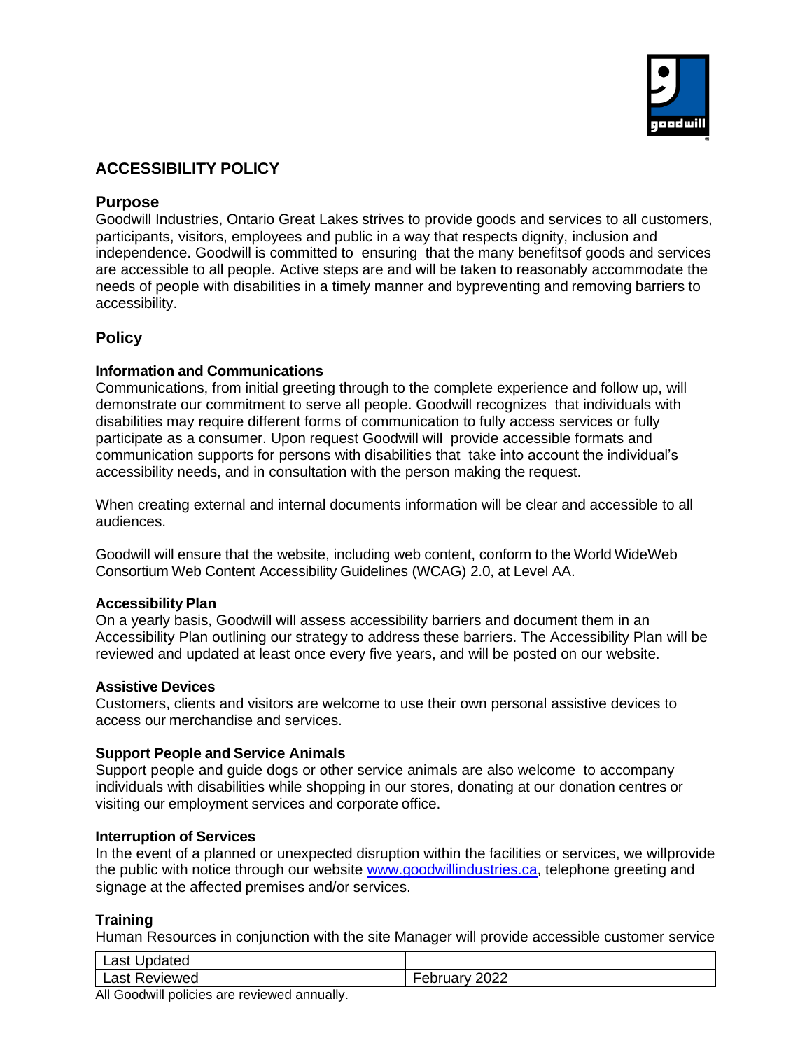# ACCESSIBILITY POLICY

## Purpose

Goodwill Industries, Ontario Great Lakes strives to provide goods and services to all customers, participants, visitors, employees and public in a way that respects dignity, inclusion and independence. Goodwill is committed to ensuring that the many benefitsof goods and services are accessible to all people. Active steps are and will be taken to reasonably accommodate the needs of people with disabilities in a timely manner and bypreventing and removing barriers to accessibility.

## Policy

### Information and Communications

Communications, from initial greeting through to the complete experience and follow up, will demonstrate our commitment to serve all people. Goodwill recognizes that individuals with disabilities may require different forms of communication to fully access services or fully participate as a consumer. Upon request Goodwill will provide accessible formats and communication supports for persons with disabilities that take into account the individual's accessibility needs, and in consultation with the person making the request.

When creating external and internal documents information will be clear and accessible to all audiences.

Goodwill will ensure that the website, including web content, conform to the World WideWeb Consortium Web Content Accessibility Guidelines (WCAG) 2.0, at Level AA.

### Accessibility Plan

On a yearly basis, Goodwill will assess accessibility barriers and document them in an Accessibility Plan outlining our strategy to address these barriers. The Accessibility Plan will be reviewed and updated at least once every five years, and will be posted on our website.

### Assistive Devices

Customers, clients and visitors are welcome to use their own personal assistive devices to access our merchandise and services.

### Support People and Service Animals

Support people and guide dogs or other service animals are also welcome to accompany individuals with disabilities while shopping in our stores, donating at our donation centres or visiting our employment services and corporate office.

### Interruption of Services

In the event of a planned or unexpected disruption within the facilities or services, we willprovide the public with notice through our website www.goodwillindustries.ca, telephone greeting and signage at the affected premises and/or services.

### Training

Human Resources in conjunction with the site Manager will provide accessible customer service

| Last Updated | |
|---|---|
| Last Reviewed | February 2022 |

All Goodwill policies are reviewed annually.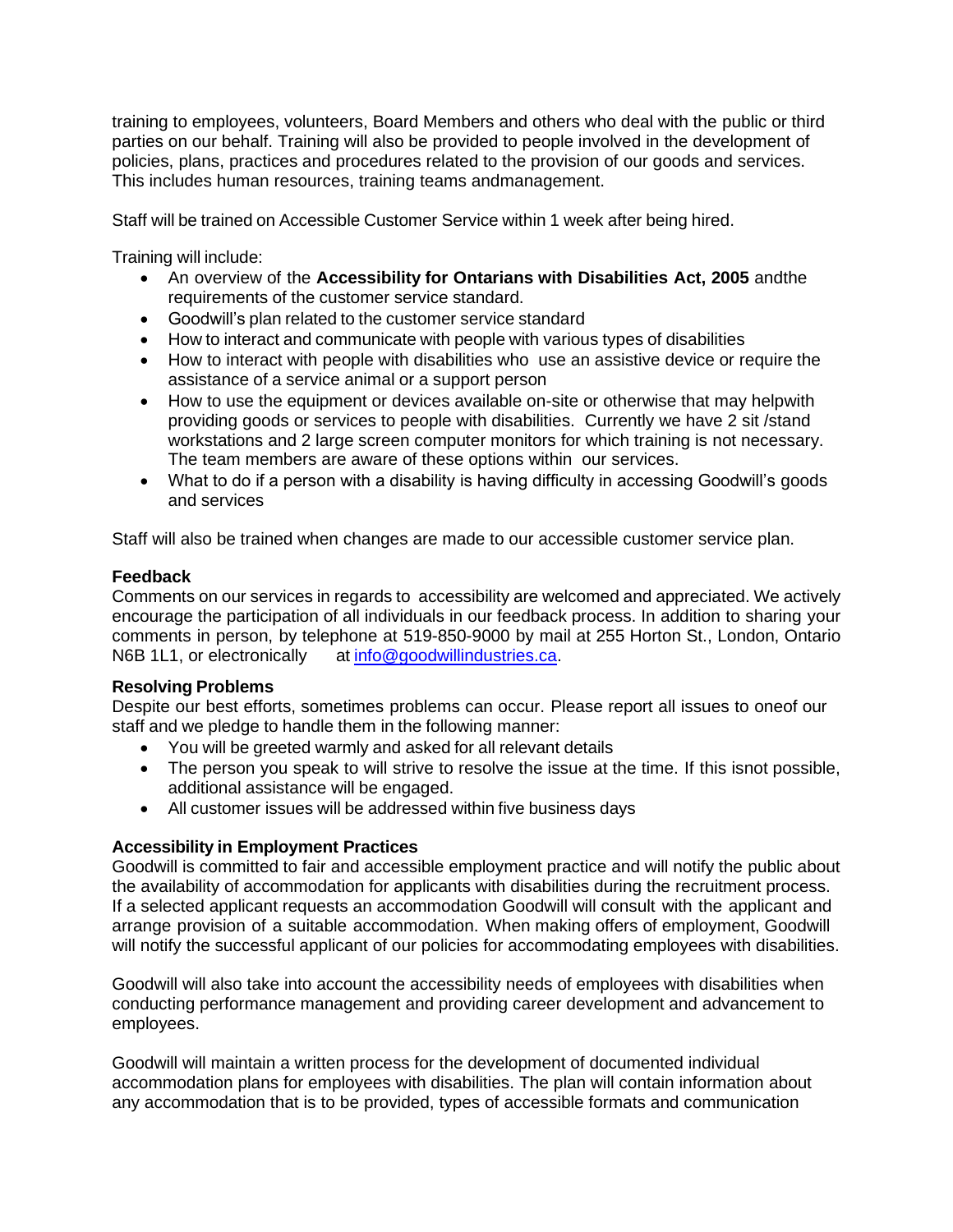training to employees, volunteers, Board Members and others who deal with the public or third parties on our behalf. Training will also be provided to people involved in the development of policies, plans, practices and procedures related to the provision of our goods and services. This includes human resources, training teams andmanagement.

Staff will be trained on Accessible Customer Service within 1 week after being hired.

Training will include:

- An overview of the **Accessibility for Ontarians with Disabilities Act, 2005** andthe requirements of the customer service standard.
- Goodwill's plan related to the customer service standard
- How to interact and communicate with people with various types of disabilities
- How to interact with people with disabilities who use an assistive device or require the assistance of a service animal or a support person
- How to use the equipment or devices available on-site or otherwise that may helpwith providing goods or services to people with disabilities. Currently we have 2 sit /stand workstations and 2 large screen computer monitors for which training is not necessary. The team members are aware of these options within our services.
- What to do if a person with a disability is having difficulty in accessing Goodwill's goods and services

Staff will also be trained when changes are made to our accessible customer service plan.

**Feedback**

Comments on our services in regards to accessibility are welcomed and appreciated. We actively encourage the participation of all individuals in our feedback process. In addition to sharing your comments in person, by telephone at 519-850-9000 by mail at 255 Horton St., London, Ontario N6B 1L1, or electronically at info@goodwillindustries.ca.

**Resolving Problems**

Despite our best efforts, sometimes problems can occur. Please report all issues to oneof our staff and we pledge to handle them in the following manner:

- You will be greeted warmly and asked for all relevant details
- The person you speak to will strive to resolve the issue at the time. If this isnot possible, additional assistance will be engaged.
- All customer issues will be addressed within five business days

**Accessibility in Employment Practices**

Goodwill is committed to fair and accessible employment practice and will notify the public about the availability of accommodation for applicants with disabilities during the recruitment process. If a selected applicant requests an accommodation Goodwill will consult with the applicant and arrange provision of a suitable accommodation. When making offers of employment, Goodwill will notify the successful applicant of our policies for accommodating employees with disabilities.

Goodwill will also take into account the accessibility needs of employees with disabilities when conducting performance management and providing career development and advancement to employees.

Goodwill will maintain a written process for the development of documented individual accommodation plans for employees with disabilities. The plan will contain information about any accommodation that is to be provided, types of accessible formats and communication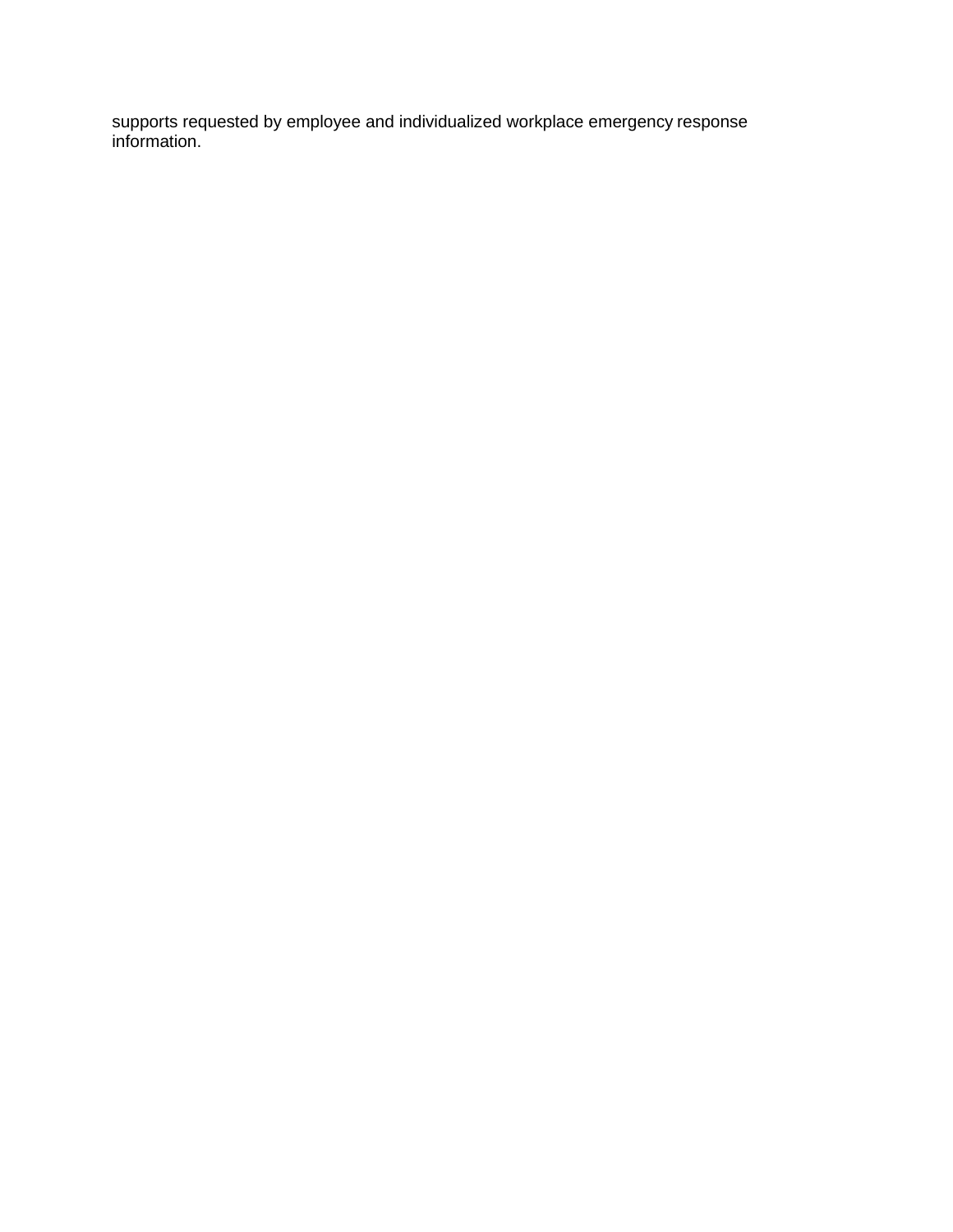supports requested by employee and individualized workplace emergency response information.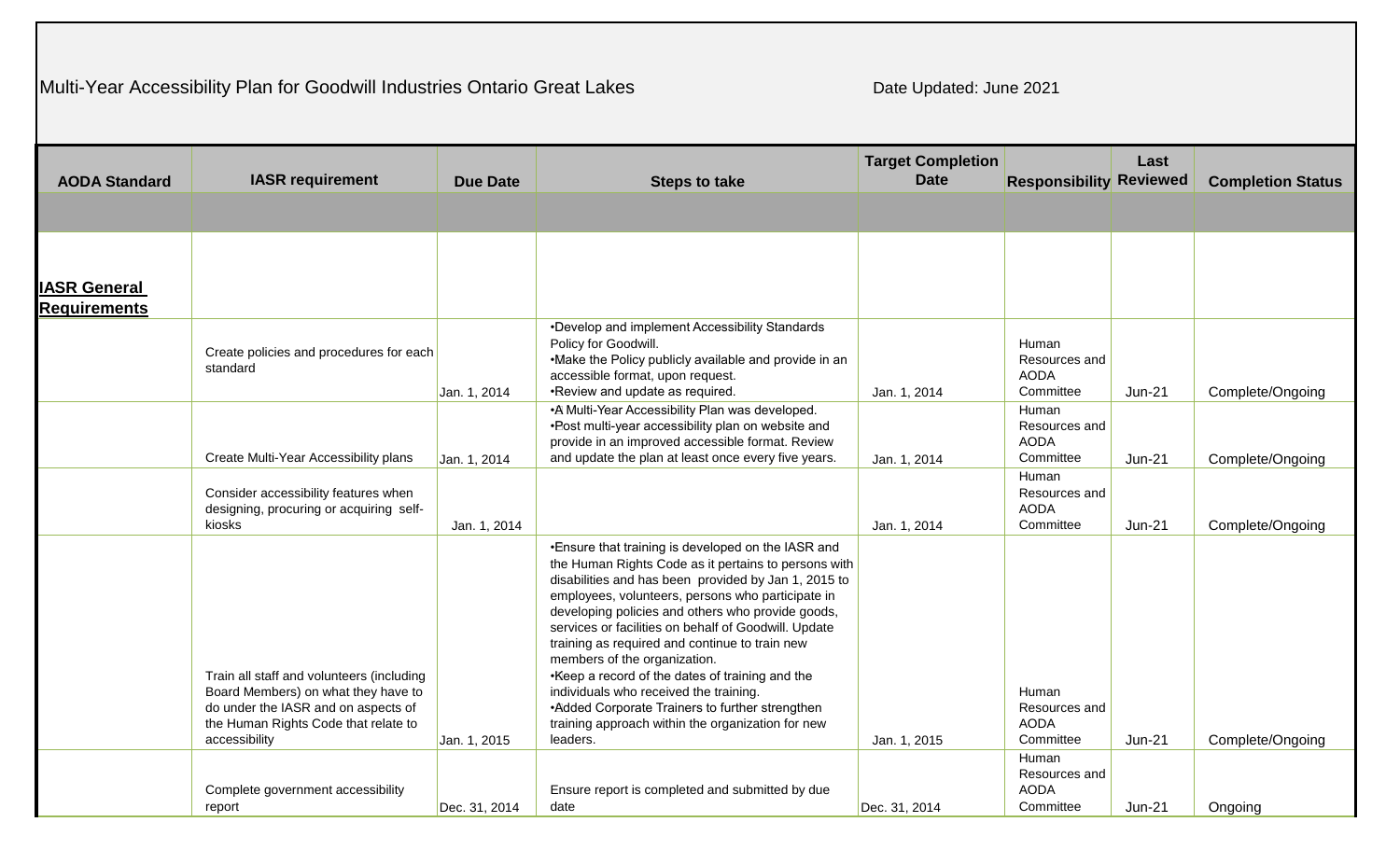Multi-Year Accessibility Plan for Goodwill Industries Ontario Great Lakes

Date Updated: June 2021

| AODA Standard | IASR requirement | Due Date | Steps to take | Target Completion Date | Responsibility | Last Reviewed | Completion Status |
|---|---|---|---|---|---|---|---|
| | | | | | | | |
| **IASR General Requirements** | | | | | | | |
| | Create policies and procedures for each standard | Jan. 1, 2014 | •Develop and implement Accessibility Standards Policy for Goodwill. •Make the Policy publicly available and provide in an accessible format, upon request. •Review and update as required. | Jan. 1, 2014 | Human Resources and AODA Committee | Jun-21 | Complete/Ongoing |
| | Create Multi-Year Accessibility plans | Jan. 1, 2014 | •A Multi-Year Accessibility Plan was developed. •Post multi-year accessibility plan on website and provide in an improved accessible format. Review and update the plan at least once every five years. | Jan. 1, 2014 | Human Resources and AODA Committee | Jun-21 | Complete/Ongoing |
| | Consider accessibility features when designing, procuring or acquiring self-kiosks | Jan. 1, 2014 | | Jan. 1, 2014 | Human Resources and AODA Committee | Jun-21 | Complete/Ongoing |
| | Train all staff and volunteers (including Board Members) on what they have to do under the IASR and on aspects of the Human Rights Code that relate to accessibility | Jan. 1, 2015 | •Ensure that training is developed on the IASR and the Human Rights Code as it pertains to persons with disabilities and has been provided by Jan 1, 2015 to employees, volunteers, persons who participate in developing policies and others who provide goods, services or facilities on behalf of Goodwill. Update training as required and continue to train new members of the organization. •Keep a record of the dates of training and the individuals who received the training. •Added Corporate Trainers to further strengthen training approach within the organization for new leaders. | Jan. 1, 2015 | Human Resources and AODA Committee | Jun-21 | Complete/Ongoing |
| | Complete government accessibility report | Dec. 31, 2014 | Ensure report is completed and submitted by due date | Dec. 31, 2014 | Human Resources and AODA Committee | Jun-21 | Ongoing |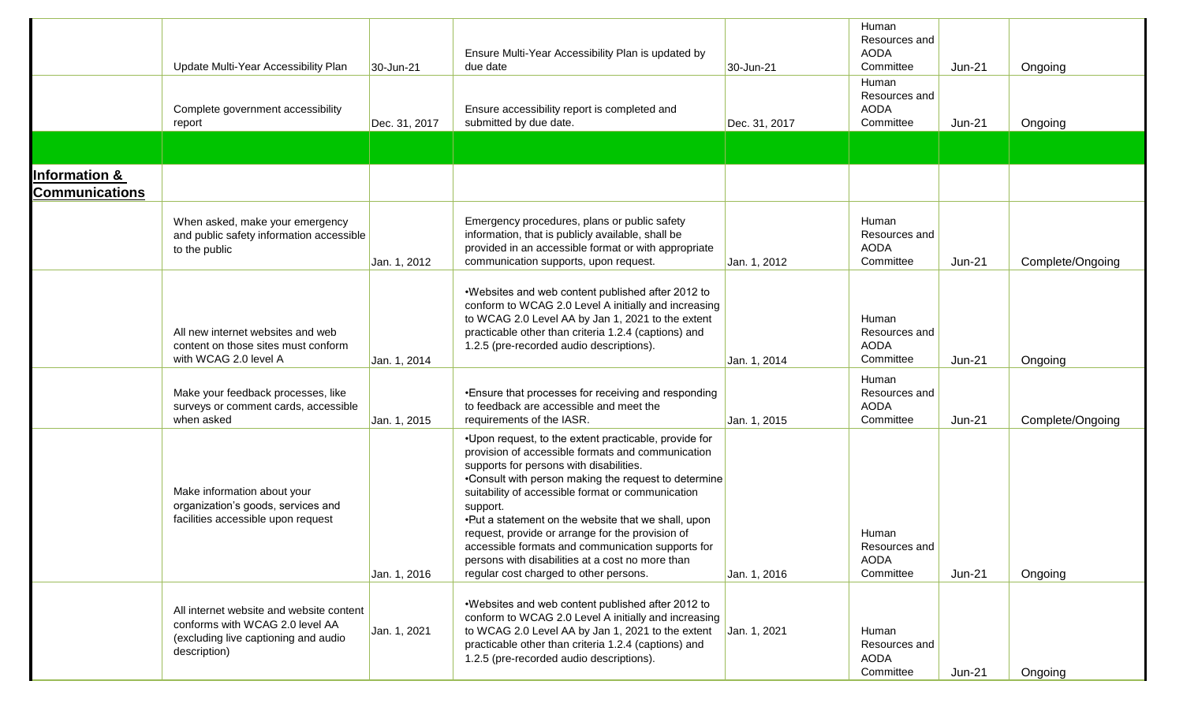| | | | | | | | |
|---|---|---|---|---|---|---|---|
| | Update Multi-Year Accessibility Plan | 30-Jun-21 | Ensure Multi-Year Accessibility Plan is updated by due date | 30-Jun-21 | Human Resources and AODA Committee | Jun-21 | Ongoing |
| | Complete government accessibility report | Dec. 31, 2017 | Ensure accessibility report is completed and submitted by due date. | Dec. 31, 2017 | Human Resources and AODA Committee | Jun-21 | Ongoing |
| | | | | | | | |
| **Information & Communications** | | | | | | | |
| | When asked, make your emergency and public safety information accessible to the public | Jan. 1, 2012 | Emergency procedures, plans or public safety information, that is publicly available, shall be provided in an accessible format or with appropriate communication supports, upon request. | Jan. 1, 2012 | Human Resources and AODA Committee | Jun-21 | Complete/Ongoing |
| | All new internet websites and web content on those sites must conform with WCAG 2.0 level A | Jan. 1, 2014 | •Websites and web content published after 2012 to conform to WCAG 2.0 Level A initially and increasing to WCAG 2.0 Level AA by Jan 1, 2021 to the extent practicable other than criteria 1.2.4 (captions) and 1.2.5 (pre-recorded audio descriptions). | Jan. 1, 2014 | Human Resources and AODA Committee | Jun-21 | Ongoing |
| | Make your feedback processes, like surveys or comment cards, accessible when asked | Jan. 1, 2015 | •Ensure that processes for receiving and responding to feedback are accessible and meet the requirements of the IASR. | Jan. 1, 2015 | Human Resources and AODA Committee | Jun-21 | Complete/Ongoing |
| | Make information about your organization's goods, services and facilities accessible upon request | Jan. 1, 2016 | •Upon request, to the extent practicable, provide for provision of accessible formats and communication supports for persons with disabilities.<br>•Consult with person making the request to determine suitability of accessible format or communication support.<br>•Put a statement on the website that we shall, upon request, provide or arrange for the provision of accessible formats and communication supports for persons with disabilities at a cost no more than regular cost charged to other persons. | Jan. 1, 2016 | Human Resources and AODA Committee | Jun-21 | Ongoing |
| | All internet website and website content conforms with WCAG 2.0 level AA (excluding live captioning and audio description) | Jan. 1, 2021 | •Websites and web content published after 2012 to conform to WCAG 2.0 Level A initially and increasing to WCAG 2.0 Level AA by Jan 1, 2021 to the extent practicable other than criteria 1.2.4 (captions) and 1.2.5 (pre-recorded audio descriptions). | Jan. 1, 2021 | Human Resources and AODA Committee | Jun-21 | Ongoing |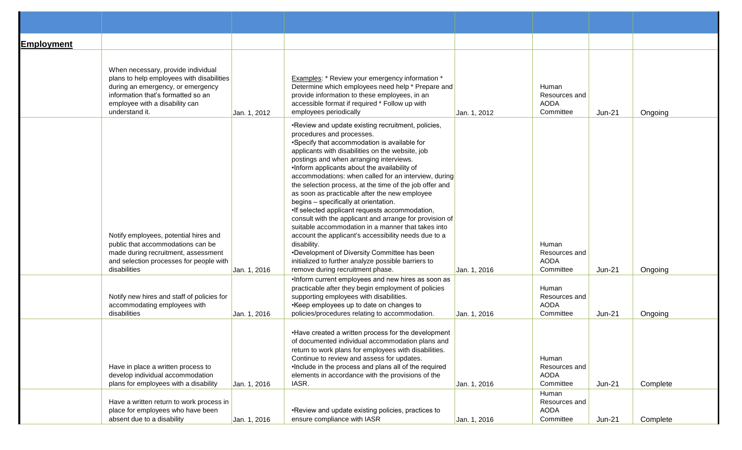| | | | | | | | |
|---|---|---|---|---|---|---|---|
| **Employment** | | | | | | | |
| | When necessary, provide individual plans to help employees with disabilities during an emergency, or emergency information that's formatted so an employee with a disability can understand it. | Jan. 1, 2012 | Examples: * Review your emergency information * Determine which employees need help * Prepare and provide information to these employees, in an accessible format if required * Follow up with employees periodically | Jan. 1, 2012 | Human Resources and AODA Committee | Jun-21 | Ongoing |
| | Notify employees, potential hires and public that accommodations can be made during recruitment, assessment and selection processes for people with disabilities | Jan. 1, 2016 | •Review and update existing recruitment, policies, procedures and processes. •Specify that accommodation is available for applicants with disabilities on the website, job postings and when arranging interviews. •Inform applicants about the availability of accommodations: when called for an interview, during the selection process, at the time of the job offer and as soon as practicable after the new employee begins – specifically at orientation. •If selected applicant requests accommodation, consult with the applicant and arrange for provision of suitable accommodation in a manner that takes into account the applicant's accessibility needs due to a disability. •Development of Diversity Committee has been initialized to further analyze possible barriers to remove during recruitment phase. | Jan. 1, 2016 | Human Resources and AODA Committee | Jun-21 | Ongoing |
| | Notify new hires and staff of policies for accommodating employees with disabilities | Jan. 1, 2016 | •Inform current employees and new hires as soon as practicable after they begin employment of policies supporting employees with disabilities. •Keep employees up to date on changes to policies/procedures relating to accommodation. | Jan. 1, 2016 | Human Resources and AODA Committee | Jun-21 | Ongoing |
| | Have in place a written process to develop individual accommodation plans for employees with a disability | Jan. 1, 2016 | •Have created a written process for the development of documented individual accommodation plans and return to work plans for employees with disabilities. Continue to review and assess for updates. •Include in the process and plans all of the required elements in accordance with the provisions of the IASR. | Jan. 1, 2016 | Human Resources and AODA Committee | Jun-21 | Complete |
| | Have a written return to work process in place for employees who have been absent due to a disability | Jan. 1, 2016 | •Review and update existing policies, practices to ensure compliance with IASR | Jan. 1, 2016 | Human Resources and AODA Committee | Jun-21 | Complete |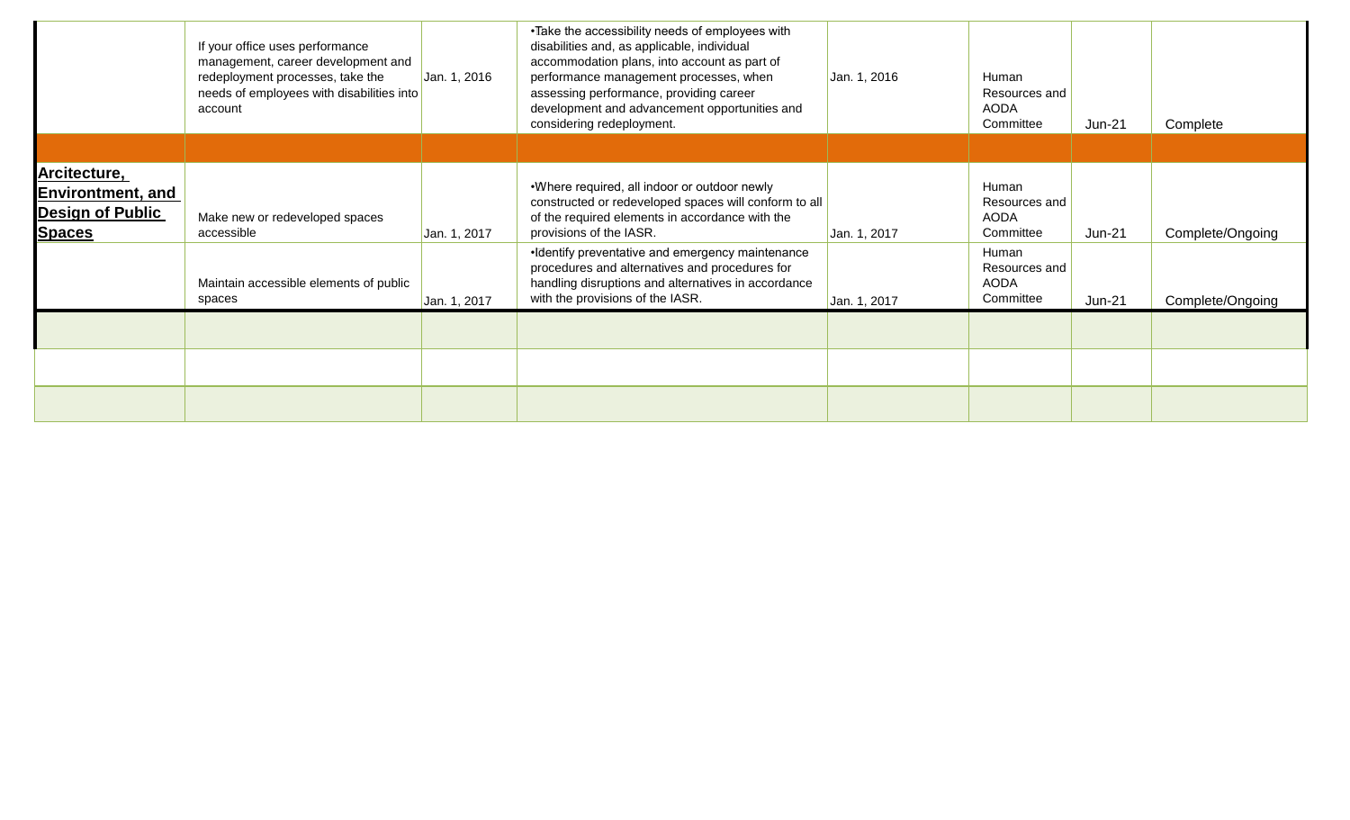| | | | | | | | |
|---|---|---|---|---|---|---|---|
| | If your office uses performance management, career development and redeployment processes, take the needs of employees with disabilities into account | Jan. 1, 2016 | •Take the accessibility needs of employees with disabilities and, as applicable, individual accommodation plans, into account as part of performance management processes, when assessing performance, providing career development and advancement opportunities and considering redeployment. | Jan. 1, 2016 | Human Resources and AODA Committee | Jun-21 | Complete |
| | | | | | | | |
| **Arcitecture, Environtment, and Design of Public Spaces** | Make new or redeveloped spaces accessible | Jan. 1, 2017 | •Where required, all indoor or outdoor newly constructed or redeveloped spaces will conform to all of the required elements in accordance with the provisions of the IASR. | Jan. 1, 2017 | Human Resources and AODA Committee | Jun-21 | Complete/Ongoing |
| | Maintain accessible elements of public spaces | Jan. 1, 2017 | •Identify preventative and emergency maintenance procedures and alternatives and procedures for handling disruptions and alternatives in accordance with the provisions of the IASR. | Jan. 1, 2017 | Human Resources and AODA Committee | Jun-21 | Complete/Ongoing |
| | | | | | | | |
| | | | | | | | |
| | | | | | | | |